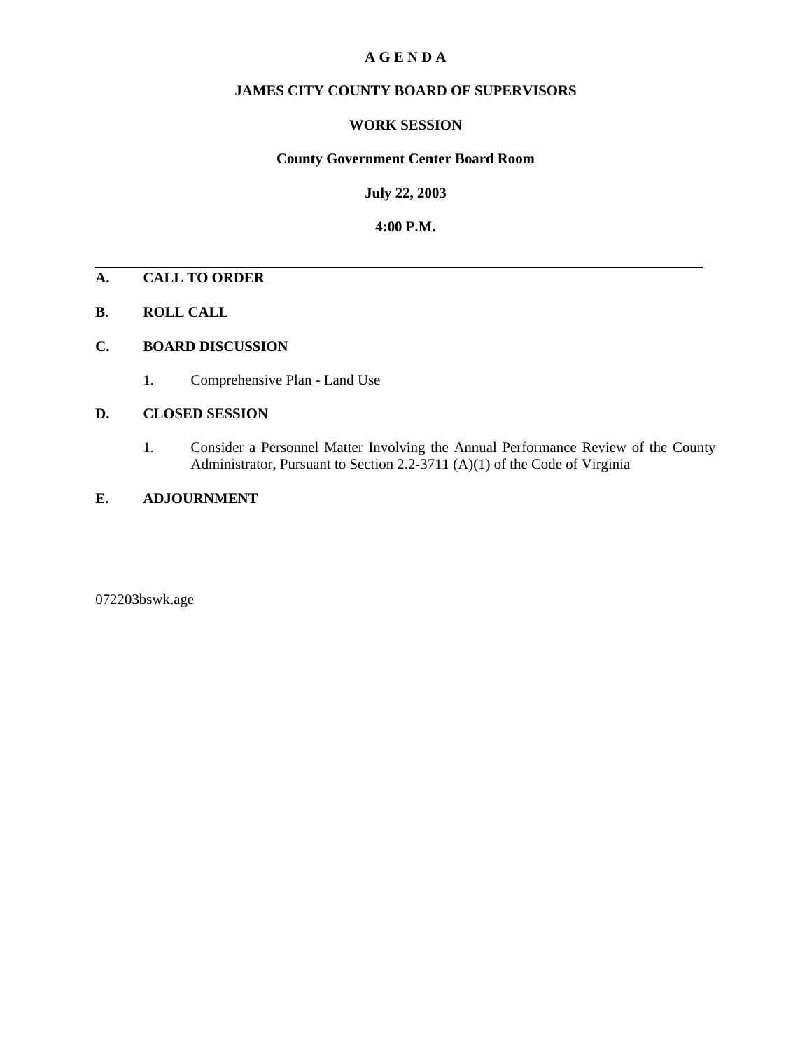# A G E N D A

## JAMES CITY COUNTY BOARD OF SUPERVISORS

## WORK SESSION

**County Government Center Board Room**

**July 22, 2003**

**4:00 P.M.**

---

**A. CALL TO ORDER**

**B. ROLL CALL**

**C. BOARD DISCUSSION**

1. Comprehensive Plan - Land Use

**D. CLOSED SESSION**

1. Consider a Personnel Matter Involving the Annual Performance Review of the County Administrator, Pursuant to Section 2.2-3711 (A)(1) of the Code of Virginia

**E. ADJOURNMENT**

072203bswk.age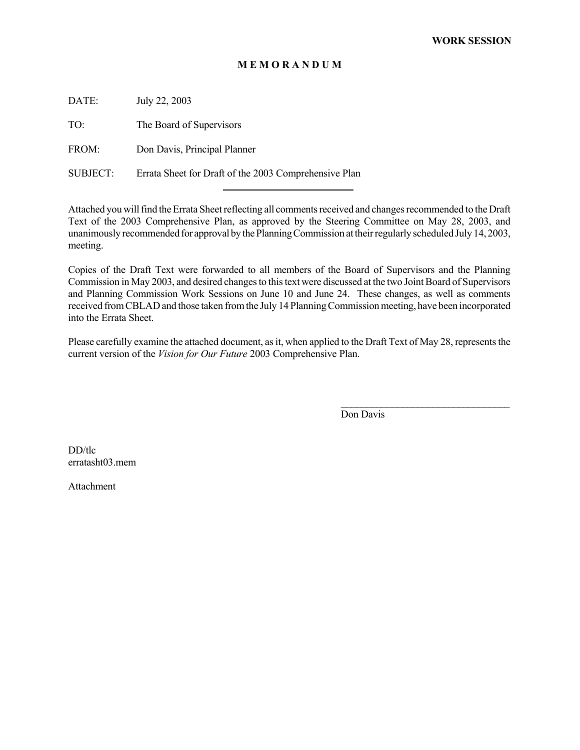**WORK SESSION**

# M E M O R A N D U M

DATE: July 22, 2003

TO: The Board of Supervisors

FROM: Don Davis, Principal Planner

SUBJECT: Errata Sheet for Draft of the 2003 Comprehensive Plan

---

Attached you will find the Errata Sheet reflecting all comments received and changes recommended to the Draft Text of the 2003 Comprehensive Plan, as approved by the Steering Committee on May 28, 2003, and unanimously recommended for approval by the Planning Commission at their regularly scheduled July 14, 2003, meeting.

Copies of the Draft Text were forwarded to all members of the Board of Supervisors and the Planning Commission in May 2003, and desired changes to this text were discussed at the two Joint Board of Supervisors and Planning Commission Work Sessions on June 10 and June 24. These changes, as well as comments received from CBLAD and those taken from the July 14 Planning Commission meeting, have been incorporated into the Errata Sheet.

Please carefully examine the attached document, as it, when applied to the Draft Text of May 28, represents the current version of the *Vision for Our Future* 2003 Comprehensive Plan.

_________________________________

Don Davis

DD/tlc
erratasht03.mem

Attachment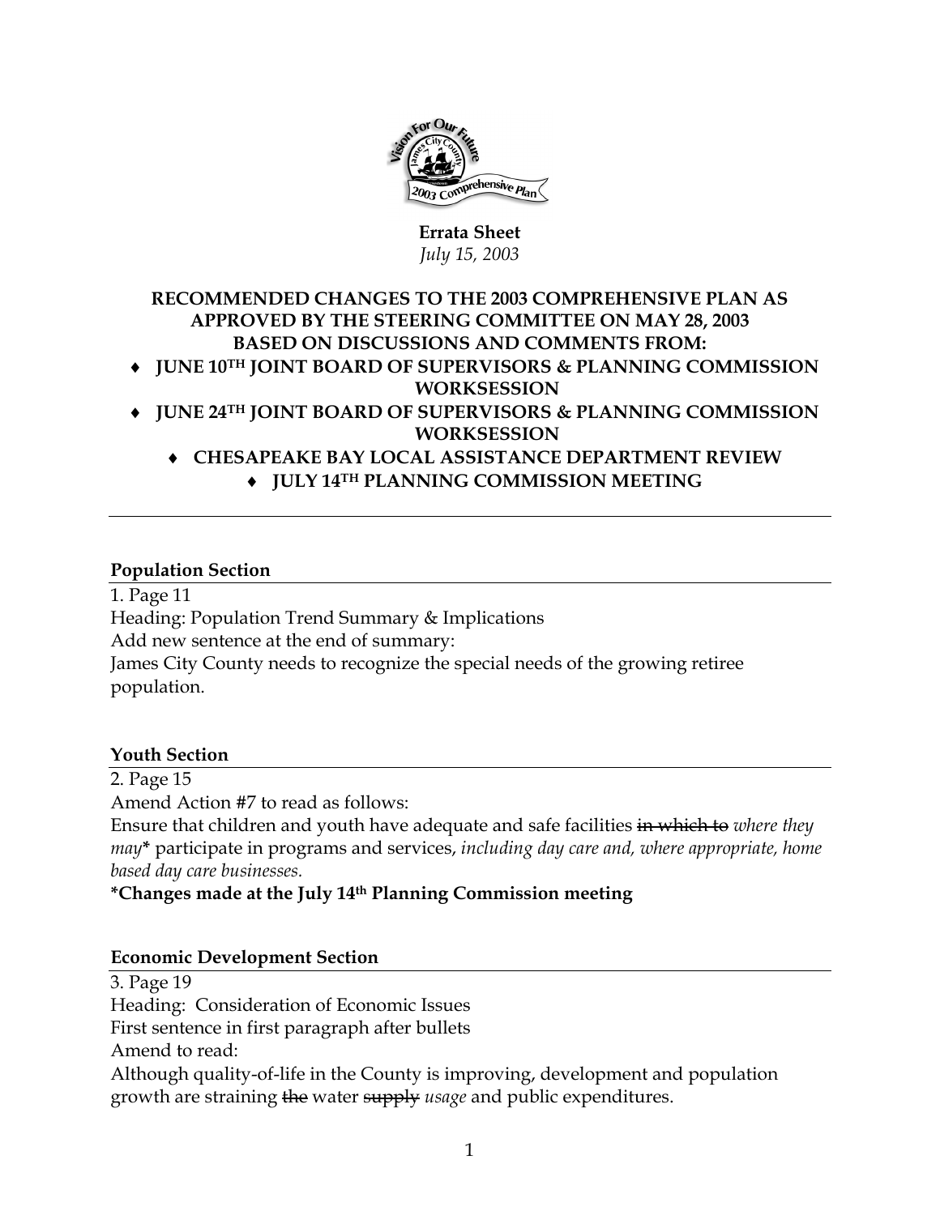**Errata Sheet**
*July 15, 2003*

**RECOMMENDED CHANGES TO THE 2003 COMPREHENSIVE PLAN AS APPROVED BY THE STEERING COMMITTEE ON MAY 28, 2003 BASED ON DISCUSSIONS AND COMMENTS FROM:**

- **JUNE 10TH JOINT BOARD OF SUPERVISORS & PLANNING COMMISSION WORKSESSION**
- **JUNE 24TH JOINT BOARD OF SUPERVISORS & PLANNING COMMISSION WORKSESSION**
- **CHESAPEAKE BAY LOCAL ASSISTANCE DEPARTMENT REVIEW**
- **JULY 14TH PLANNING COMMISSION MEETING**

---

**Population Section**

1. Page 11
Heading: Population Trend Summary & Implications
Add new sentence at the end of summary:
James City County needs to recognize the special needs of the growing retiree population.

**Youth Section**

2. Page 15
Amend Action #7 to read as follows:
Ensure that children and youth have adequate and safe facilities ~~in which to~~ *where they may*\* participate in programs and services, *including day care and, where appropriate, home based day care businesses.*
**\*Changes made at the July 14th Planning Commission meeting**

**Economic Development Section**

3. Page 19
Heading: Consideration of Economic Issues
First sentence in first paragraph after bullets
Amend to read:
Although quality-of-life in the County is improving, development and population growth are straining ~~the~~ water ~~supply~~ *usage* and public expenditures.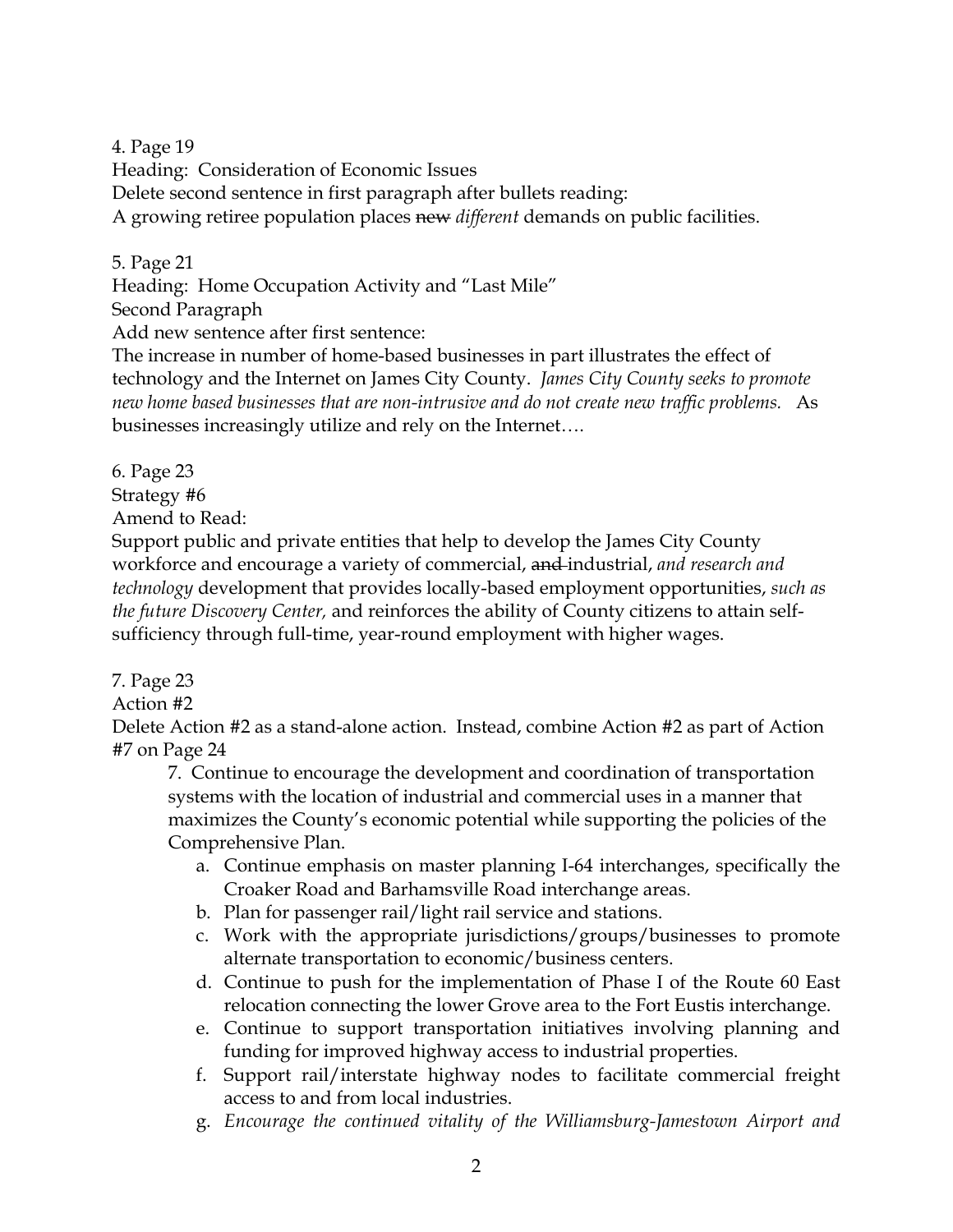4. Page 19
Heading: Consideration of Economic Issues
Delete second sentence in first paragraph after bullets reading:
A growing retiree population places ~~new~~ *different* demands on public facilities.

5. Page 21
Heading: Home Occupation Activity and "Last Mile"
Second Paragraph
Add new sentence after first sentence:
The increase in number of home-based businesses in part illustrates the effect of technology and the Internet on James City County. *James City County seeks to promote new home based businesses that are non-intrusive and do not create new traffic problems.* As businesses increasingly utilize and rely on the Internet….

6. Page 23
Strategy #6
Amend to Read:
Support public and private entities that help to develop the James City County workforce and encourage a variety of commercial, ~~and~~ industrial, *and research and technology* development that provides locally-based employment opportunities, *such as the future Discovery Center,* and reinforces the ability of County citizens to attain self-sufficiency through full-time, year-round employment with higher wages.

7. Page 23
Action #2
Delete Action #2 as a stand-alone action. Instead, combine Action #2 as part of Action #7 on Page 24

> 7. Continue to encourage the development and coordination of transportation systems with the location of industrial and commercial uses in a manner that maximizes the County's economic potential while supporting the policies of the Comprehensive Plan.
>
> a. Continue emphasis on master planning I-64 interchanges, specifically the Croaker Road and Barhamsville Road interchange areas.
> b. Plan for passenger rail/light rail service and stations.
> c. Work with the appropriate jurisdictions/groups/businesses to promote alternate transportation to economic/business centers.
> d. Continue to push for the implementation of Phase I of the Route 60 East relocation connecting the lower Grove area to the Fort Eustis interchange.
> e. Continue to support transportation initiatives involving planning and funding for improved highway access to industrial properties.
> f. Support rail/interstate highway nodes to facilitate commercial freight access to and from local industries.
> g. *Encourage the continued vitality of the Williamsburg-Jamestown Airport and*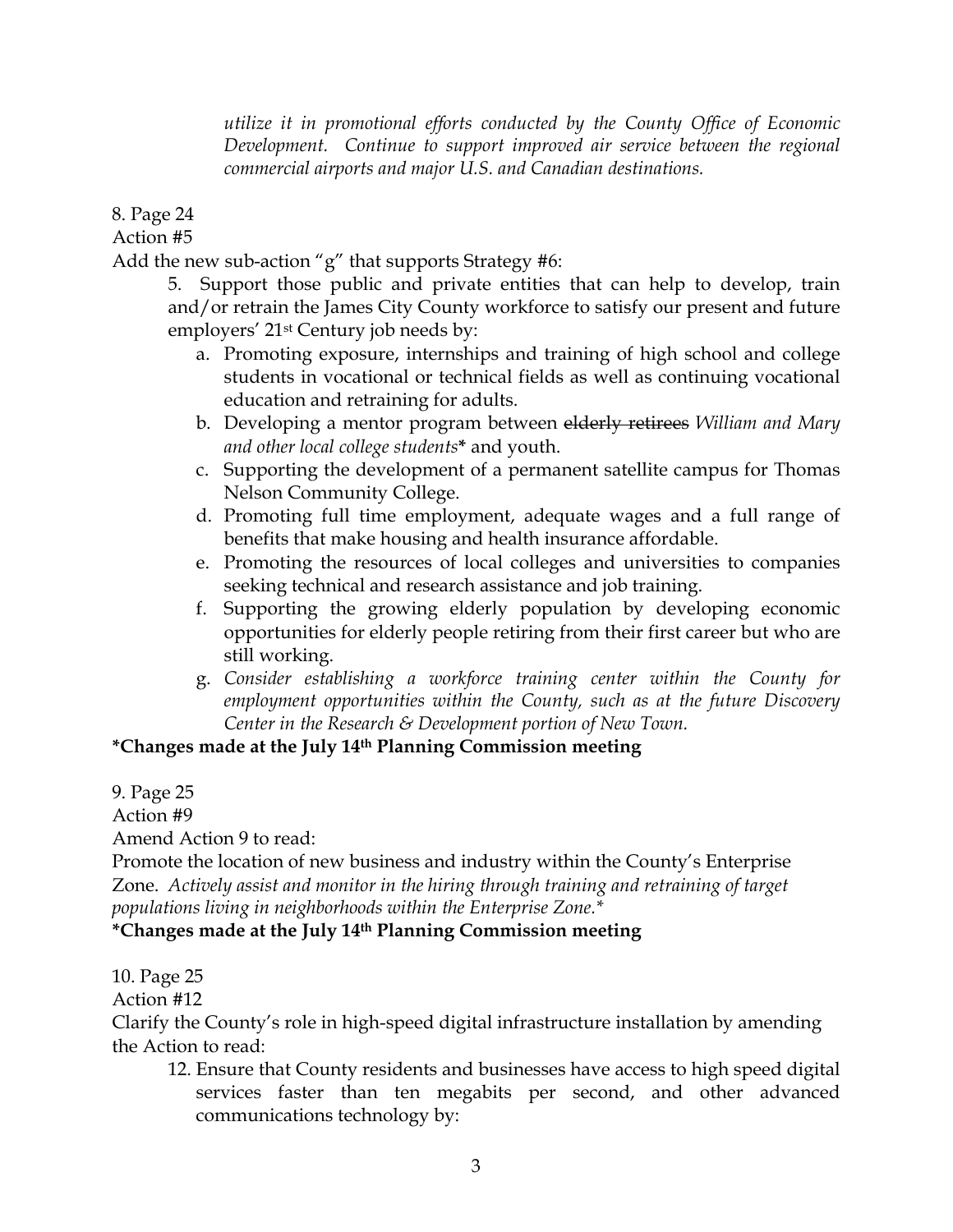*utilize it in promotional efforts conducted by the County Office of Economic Development. Continue to support improved air service between the regional commercial airports and major U.S. and Canadian destinations.*

8. Page 24
Action #5
Add the new sub-action "g" that supports Strategy #6:

> 5. Support those public and private entities that can help to develop, train and/or retrain the James City County workforce to satisfy our present and future employers' 21st Century job needs by:
>
> a. Promoting exposure, internships and training of high school and college students in vocational or technical fields as well as continuing vocational education and retraining for adults.
>
> b. Developing a mentor program between ~~elderly retirees~~ *William and Mary and other local college students*\* and youth.
>
> c. Supporting the development of a permanent satellite campus for Thomas Nelson Community College.
>
> d. Promoting full time employment, adequate wages and a full range of benefits that make housing and health insurance affordable.
>
> e. Promoting the resources of local colleges and universities to companies seeking technical and research assistance and job training.
>
> f. Supporting the growing elderly population by developing economic opportunities for elderly people retiring from their first career but who are still working.
>
> g. *Consider establishing a workforce training center within the County for employment opportunities within the County, such as at the future Discovery Center in the Research & Development portion of New Town.*

**\*Changes made at the July 14th Planning Commission meeting**

9. Page 25
Action #9
Amend Action 9 to read:
Promote the location of new business and industry within the County's Enterprise Zone. *Actively assist and monitor in the hiring through training and retraining of target populations living in neighborhoods within the Enterprise Zone.\**

**\*Changes made at the July 14th Planning Commission meeting**

10. Page 25
Action #12
Clarify the County's role in high-speed digital infrastructure installation by amending the Action to read:

> 12. Ensure that County residents and businesses have access to high speed digital services faster than ten megabits per second, and other advanced communications technology by: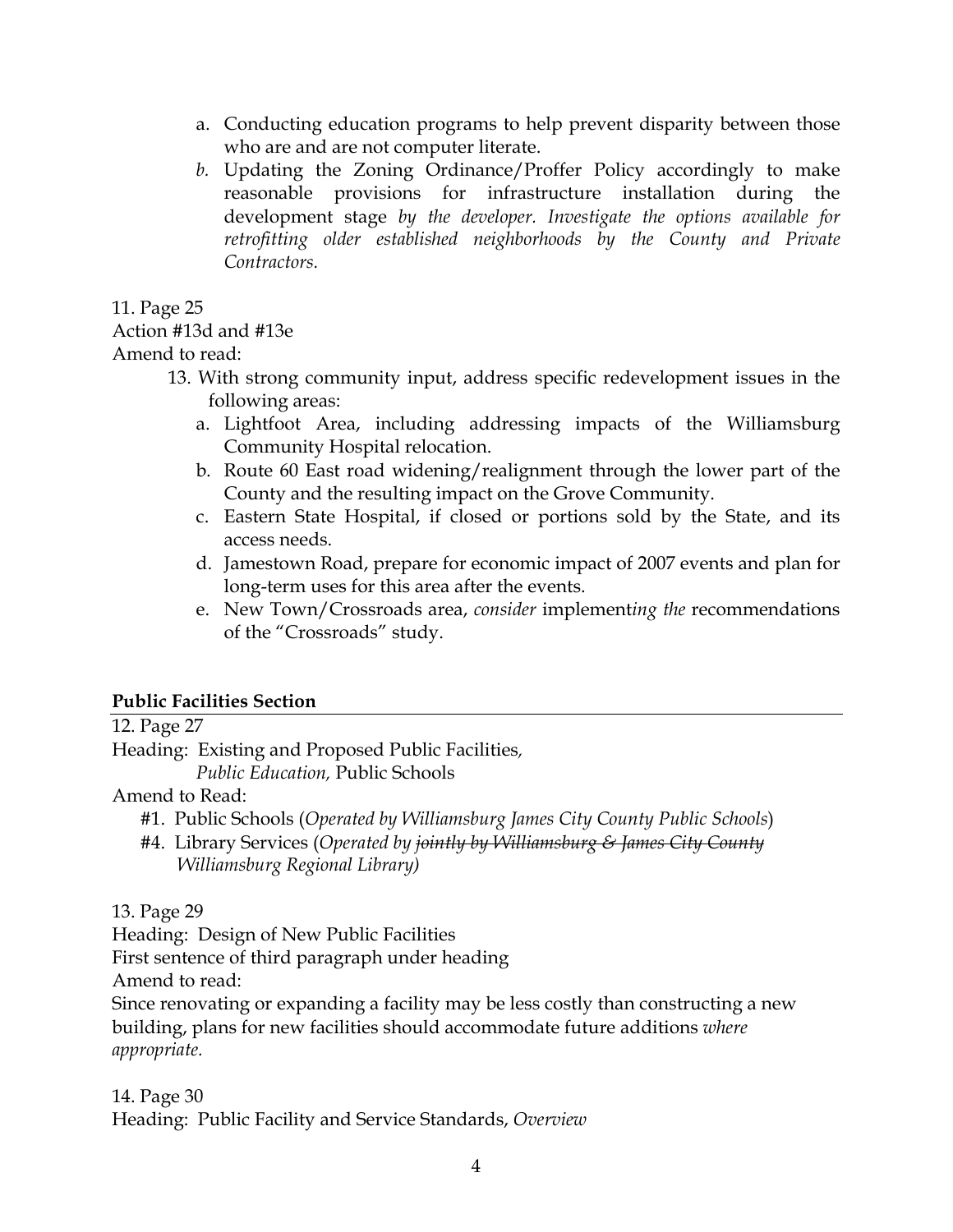a. Conducting education programs to help prevent disparity between those who are and are not computer literate.
*b.* Updating the Zoning Ordinance/Proffer Policy accordingly to make reasonable provisions for infrastructure installation during the development stage *by the developer. Investigate the options available for retrofitting older established neighborhoods by the County and Private Contractors.*

11. Page 25
Action #13d and #13e
Amend to read:

13. With strong community input, address specific redevelopment issues in the following areas:
    a. Lightfoot Area, including addressing impacts of the Williamsburg Community Hospital relocation.
    b. Route 60 East road widening/realignment through the lower part of the County and the resulting impact on the Grove Community.
    c. Eastern State Hospital, if closed or portions sold by the State, and its access needs.
    d. Jamestown Road, prepare for economic impact of 2007 events and plan for long-term uses for this area after the events.
    e. New Town/Crossroads area, *consider* implement*ing the* recommendations of the "Crossroads" study.

**Public Facilities Section**

12. Page 27
Heading: Existing and Proposed Public Facilities*,*
*Public Education,* Public Schools
Amend to Read:

#1. Public Schools (*Operated by Williamsburg James City County Public Schools*)
#4. Library Services (*Operated by ~~jointly by Williamsburg & James City County~~ Williamsburg Regional Library)*

13. Page 29
Heading: Design of New Public Facilities
First sentence of third paragraph under heading
Amend to read:
Since renovating or expanding a facility may be less costly than constructing a new building, plans for new facilities should accommodate future additions *where appropriate.*

14. Page 30
Heading: Public Facility and Service Standards, *Overview*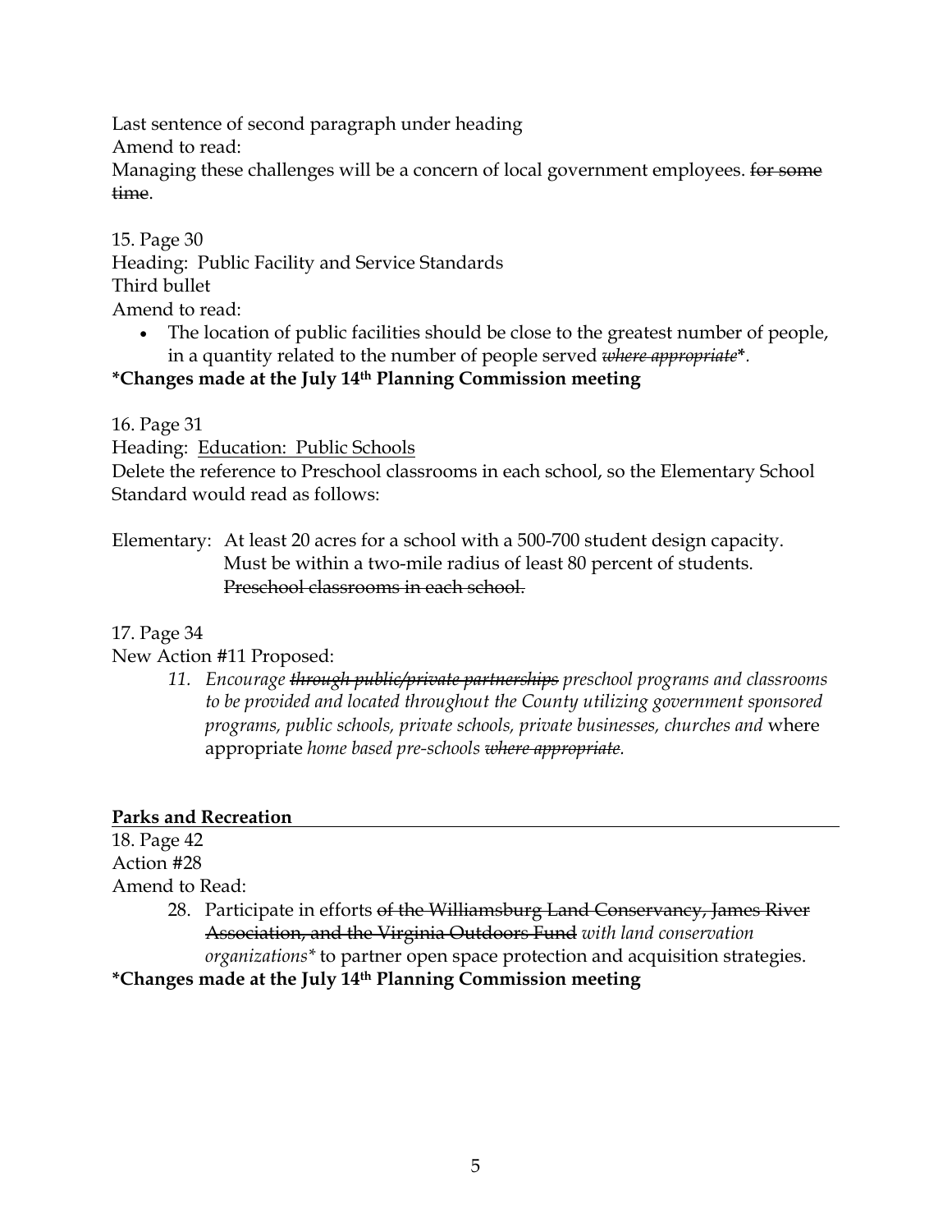Last sentence of second paragraph under heading
Amend to read:
Managing these challenges will be a concern of local government employees. ~~for some time~~.

15. Page 30
Heading: Public Facility and Service Standards
Third bullet
Amend to read:

- The location of public facilities should be close to the greatest number of people, in a quantity related to the number of people served *~~where appropriate~~***\***.

**\*Changes made at the July 14th Planning Commission meeting**

16. Page 31
Heading: <u>Education: Public Schools</u>
Delete the reference to Preschool classrooms in each school, so the Elementary School Standard would read as follows:

Elementary: At least 20 acres for a school with a 500-700 student design capacity. Must be within a two-mile radius of least 80 percent of students. ~~Preschool classrooms in each school.~~

17. Page 34
New Action #11 Proposed:

> 11. *Encourage ~~through public/private partnerships~~ preschool programs and classrooms to be provided and located throughout the County utilizing government sponsored programs, public schools, private schools, private businesses, churches and* where appropriate *home based pre-schools ~~where appropriate~~.*

## Parks and Recreation

18. Page 42
Action #28
Amend to Read:

> 28. Participate in efforts ~~of the Williamsburg Land Conservancy, James River Association, and the Virginia Outdoors Fund~~ *with land conservation organizations\** to partner open space protection and acquisition strategies.

**\*Changes made at the July 14th Planning Commission meeting**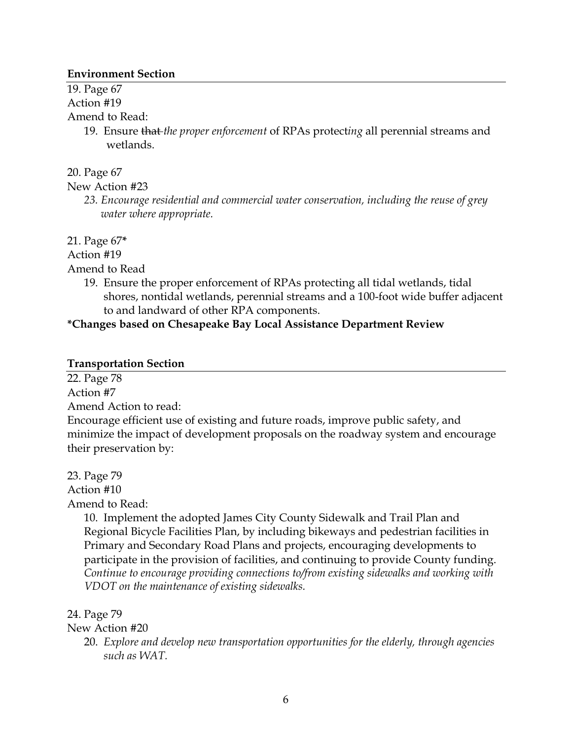**Environment Section**

19. Page 67
Action #19
Amend to Read:

19. Ensure ~~that~~ *the proper enforcement* of RPAs protect*ing* all perennial streams and wetlands.

20. Page 67
New Action #23

*23. Encourage residential and commercial water conservation, including the reuse of grey water where appropriate.*

21. Page 67**\***
Action #19
Amend to Read

19. Ensure the proper enforcement of RPAs protecting all tidal wetlands, tidal shores, nontidal wetlands, perennial streams and a 100-foot wide buffer adjacent to and landward of other RPA components.

**\*Changes based on Chesapeake Bay Local Assistance Department Review**

**Transportation Section**

22. Page 78
Action #7
Amend Action to read:
Encourage efficient use of existing and future roads, improve public safety, and minimize the impact of development proposals on the roadway system and encourage their preservation by:

23. Page 79
Action #10
Amend to Read:

10. Implement the adopted James City County Sidewalk and Trail Plan and Regional Bicycle Facilities Plan, by including bikeways and pedestrian facilities in Primary and Secondary Road Plans and projects, encouraging developments to participate in the provision of facilities, and continuing to provide County funding. *Continue to encourage providing connections to/from existing sidewalks and working with VDOT on the maintenance of existing sidewalks.*

24. Page 79
New Action #20

20. *Explore and develop new transportation opportunities for the elderly, through agencies such as WAT.*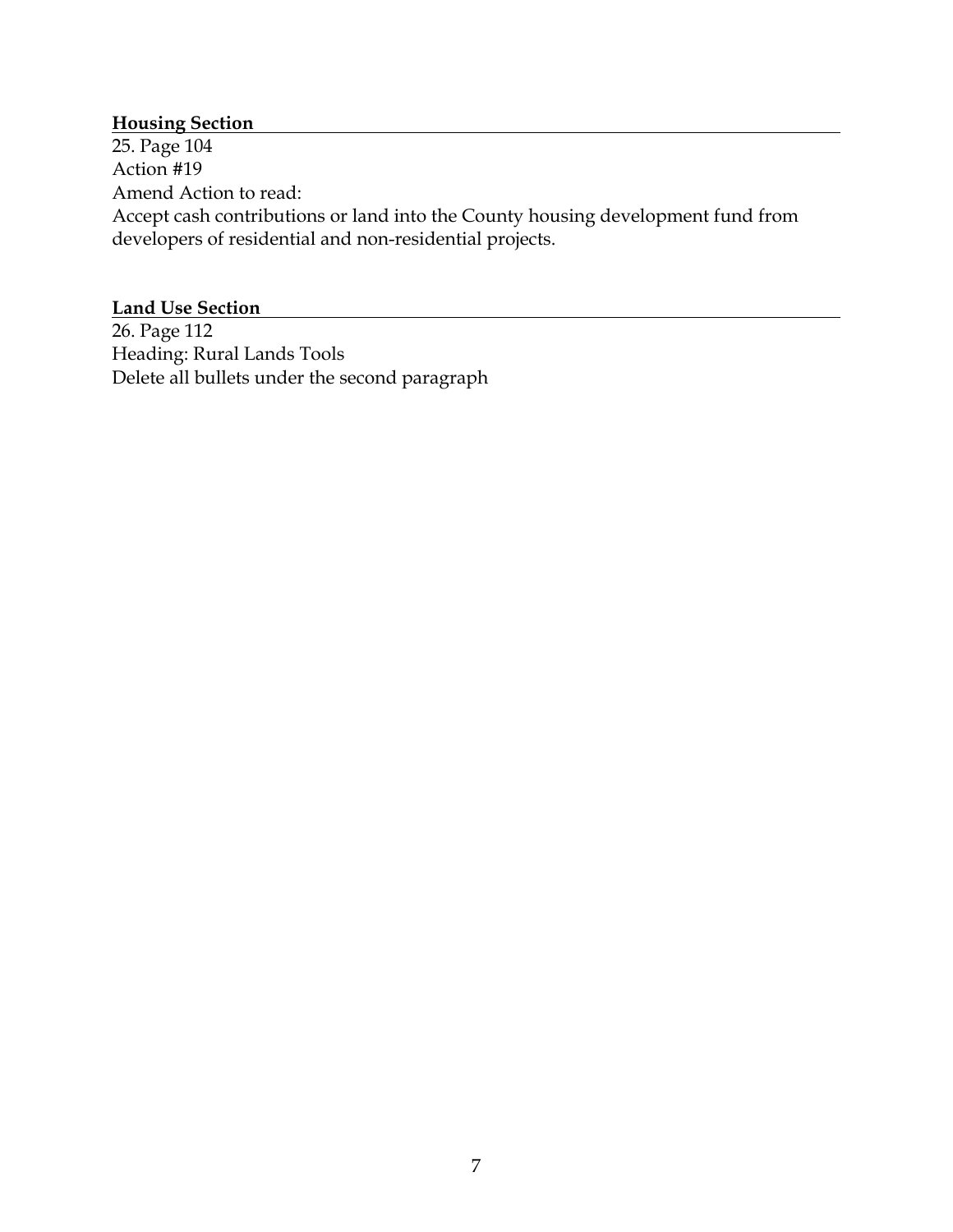**Housing Section**

25. Page 104
Action #19
Amend Action to read:
Accept cash contributions or land into the County housing development fund from developers of residential and non-residential projects.

**Land Use Section**

26. Page 112
Heading: Rural Lands Tools
Delete all bullets under the second paragraph